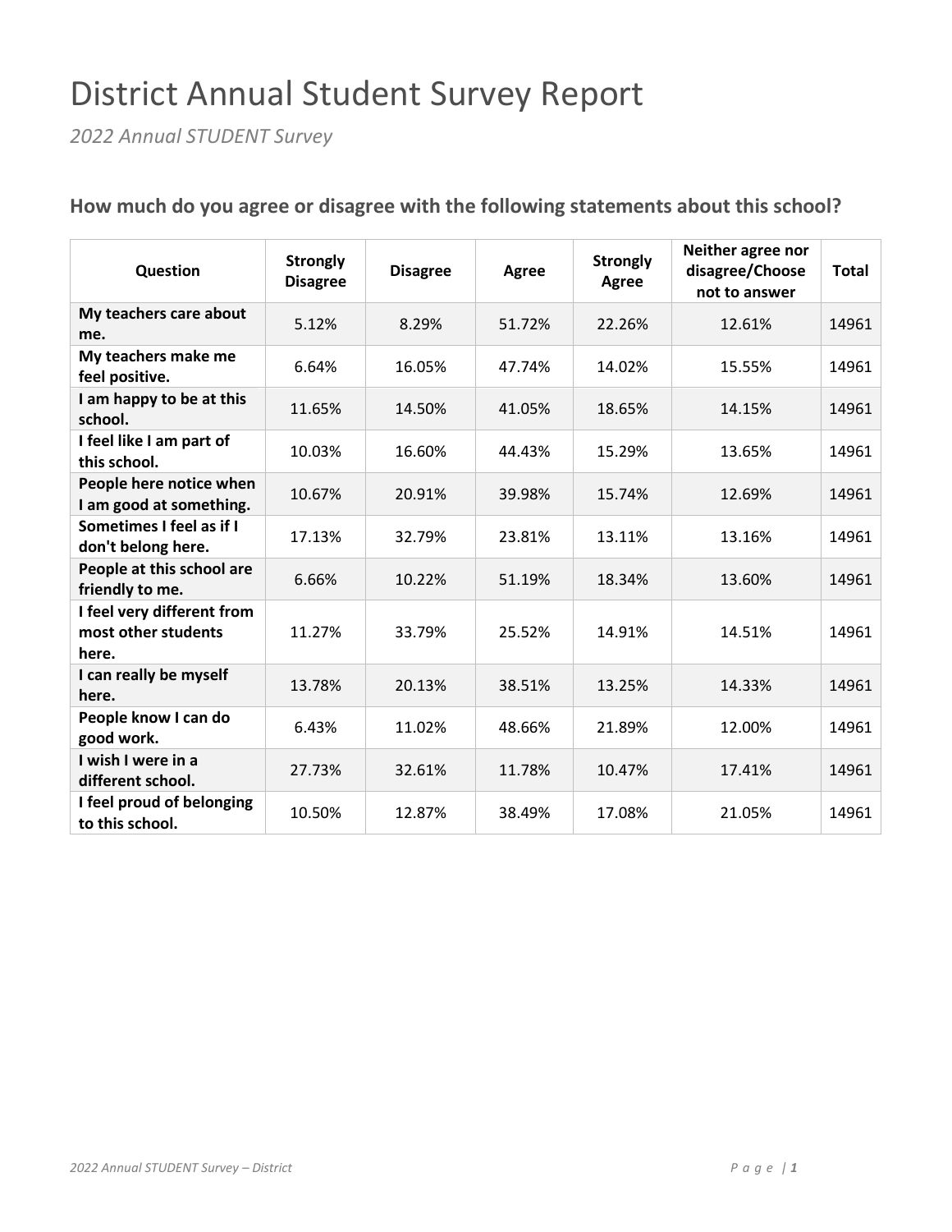# District Annual Student Survey Report

*2022 Annual STUDENT Survey*

## How much do you agree or disagree with the following statements about this school?

| Question | Strongly Disagree | Disagree | Agree | Strongly Agree | Neither agree nor disagree/Choose not to answer | Total |
|---|---|---|---|---|---|---|
| **My teachers care about me.** | 5.12% | 8.29% | 51.72% | 22.26% | 12.61% | 14961 |
| **My teachers make me feel positive.** | 6.64% | 16.05% | 47.74% | 14.02% | 15.55% | 14961 |
| **I am happy to be at this school.** | 11.65% | 14.50% | 41.05% | 18.65% | 14.15% | 14961 |
| **I feel like I am part of this school.** | 10.03% | 16.60% | 44.43% | 15.29% | 13.65% | 14961 |
| **People here notice when I am good at something.** | 10.67% | 20.91% | 39.98% | 15.74% | 12.69% | 14961 |
| **Sometimes I feel as if I don't belong here.** | 17.13% | 32.79% | 23.81% | 13.11% | 13.16% | 14961 |
| **People at this school are friendly to me.** | 6.66% | 10.22% | 51.19% | 18.34% | 13.60% | 14961 |
| **I feel very different from most other students here.** | 11.27% | 33.79% | 25.52% | 14.91% | 14.51% | 14961 |
| **I can really be myself here.** | 13.78% | 20.13% | 38.51% | 13.25% | 14.33% | 14961 |
| **People know I can do good work.** | 6.43% | 11.02% | 48.66% | 21.89% | 12.00% | 14961 |
| **I wish I were in a different school.** | 27.73% | 32.61% | 11.78% | 10.47% | 17.41% | 14961 |
| **I feel proud of belonging to this school.** | 10.50% | 12.87% | 38.49% | 17.08% | 21.05% | 14961 |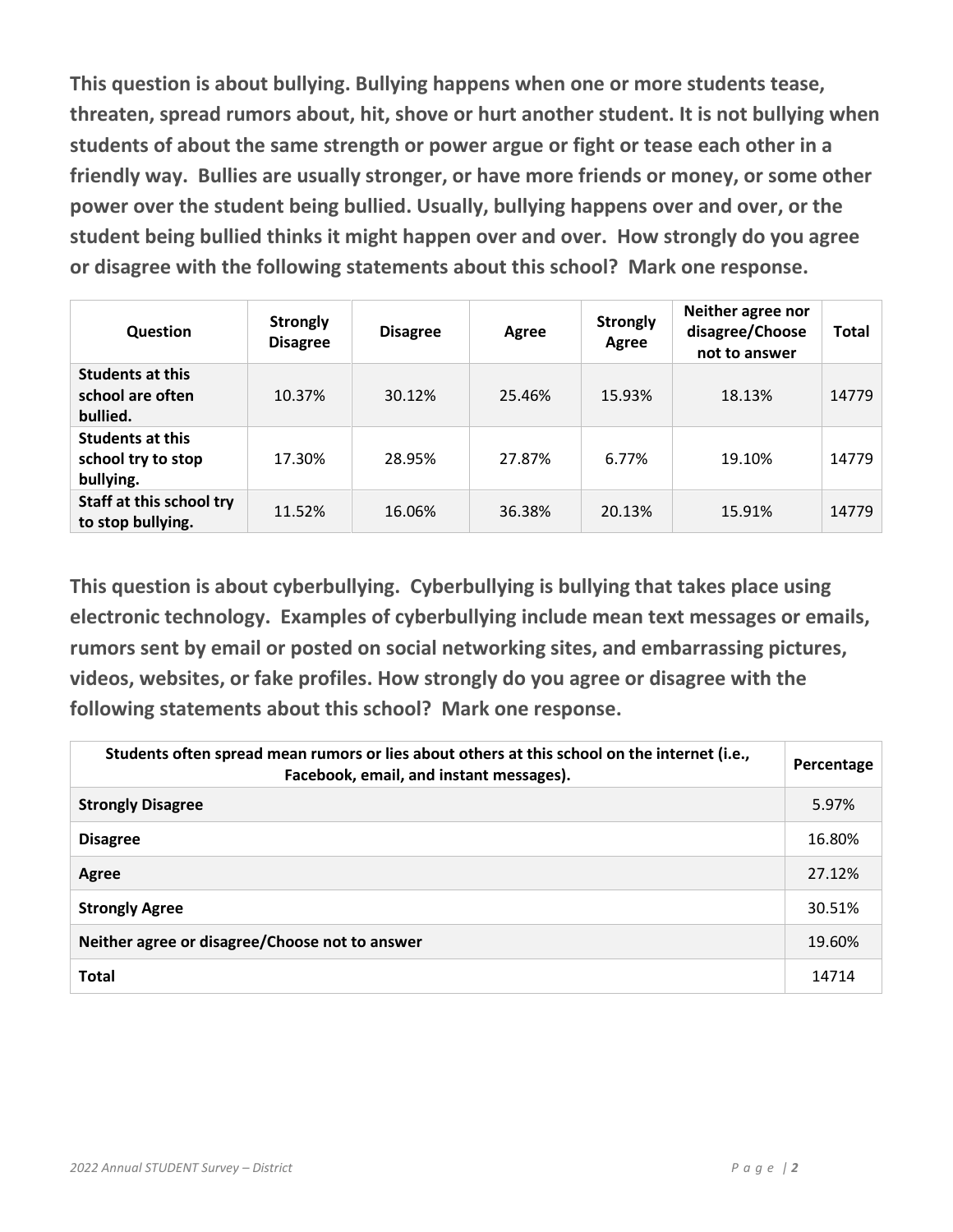**This question is about bullying. Bullying happens when one or more students tease, threaten, spread rumors about, hit, shove or hurt another student. It is not bullying when students of about the same strength or power argue or fight or tease each other in a friendly way. Bullies are usually stronger, or have more friends or money, or some other power over the student being bullied. Usually, bullying happens over and over, or the student being bullied thinks it might happen over and over. How strongly do you agree or disagree with the following statements about this school? Mark one response.**

| Question | Strongly Disagree | Disagree | Agree | Strongly Agree | Neither agree nor disagree/Choose not to answer | Total |
|---|---|---|---|---|---|---|
| **Students at this school are often bullied.** | 10.37% | 30.12% | 25.46% | 15.93% | 18.13% | 14779 |
| **Students at this school try to stop bullying.** | 17.30% | 28.95% | 27.87% | 6.77% | 19.10% | 14779 |
| **Staff at this school try to stop bullying.** | 11.52% | 16.06% | 36.38% | 20.13% | 15.91% | 14779 |

**This question is about cyberbullying. Cyberbullying is bullying that takes place using electronic technology. Examples of cyberbullying include mean text messages or emails, rumors sent by email or posted on social networking sites, and embarrassing pictures, videos, websites, or fake profiles. How strongly do you agree or disagree with the following statements about this school? Mark one response.**

| Students often spread mean rumors or lies about others at this school on the internet (i.e., Facebook, email, and instant messages). | Percentage |
|---|---|
| **Strongly Disagree** | 5.97% |
| **Disagree** | 16.80% |
| **Agree** | 27.12% |
| **Strongly Agree** | 30.51% |
| **Neither agree or disagree/Choose not to answer** | 19.60% |
| **Total** | 14714 |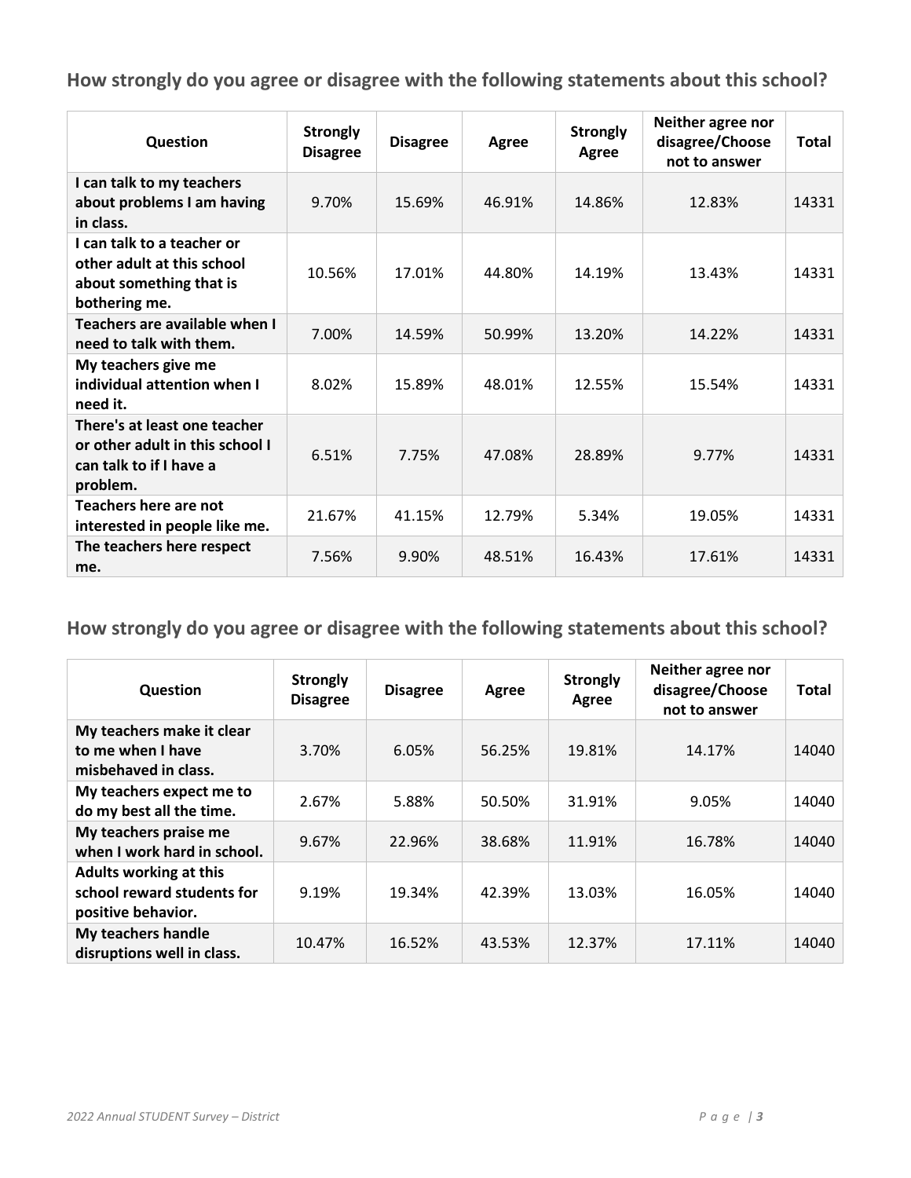## How strongly do you agree or disagree with the following statements about this school?

| Question | Strongly Disagree | Disagree | Agree | Strongly Agree | Neither agree nor disagree/Choose not to answer | Total |
|---|---|---|---|---|---|---|
| I can talk to my teachers about problems I am having in class. | 9.70% | 15.69% | 46.91% | 14.86% | 12.83% | 14331 |
| I can talk to a teacher or other adult at this school about something that is bothering me. | 10.56% | 17.01% | 44.80% | 14.19% | 13.43% | 14331 |
| Teachers are available when I need to talk with them. | 7.00% | 14.59% | 50.99% | 13.20% | 14.22% | 14331 |
| My teachers give me individual attention when I need it. | 8.02% | 15.89% | 48.01% | 12.55% | 15.54% | 14331 |
| There's at least one teacher or other adult in this school I can talk to if I have a problem. | 6.51% | 7.75% | 47.08% | 28.89% | 9.77% | 14331 |
| Teachers here are not interested in people like me. | 21.67% | 41.15% | 12.79% | 5.34% | 19.05% | 14331 |
| The teachers here respect me. | 7.56% | 9.90% | 48.51% | 16.43% | 17.61% | 14331 |

## How strongly do you agree or disagree with the following statements about this school?

| Question | Strongly Disagree | Disagree | Agree | Strongly Agree | Neither agree nor disagree/Choose not to answer | Total |
|---|---|---|---|---|---|---|
| My teachers make it clear to me when I have misbehaved in class. | 3.70% | 6.05% | 56.25% | 19.81% | 14.17% | 14040 |
| My teachers expect me to do my best all the time. | 2.67% | 5.88% | 50.50% | 31.91% | 9.05% | 14040 |
| My teachers praise me when I work hard in school. | 9.67% | 22.96% | 38.68% | 11.91% | 16.78% | 14040 |
| Adults working at this school reward students for positive behavior. | 9.19% | 19.34% | 42.39% | 13.03% | 16.05% | 14040 |
| My teachers handle disruptions well in class. | 10.47% | 16.52% | 43.53% | 12.37% | 17.11% | 14040 |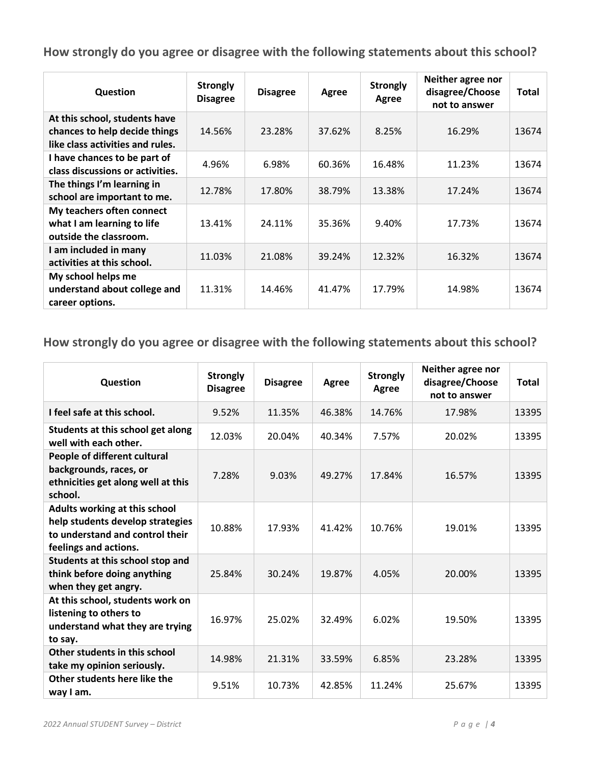## How strongly do you agree or disagree with the following statements about this school?

| Question | Strongly Disagree | Disagree | Agree | Strongly Agree | Neither agree nor disagree/Choose not to answer | Total |
|---|---|---|---|---|---|---|
| **At this school, students have chances to help decide things like class activities and rules.** | 14.56% | 23.28% | 37.62% | 8.25% | 16.29% | 13674 |
| **I have chances to be part of class discussions or activities.** | 4.96% | 6.98% | 60.36% | 16.48% | 11.23% | 13674 |
| **The things I'm learning in school are important to me.** | 12.78% | 17.80% | 38.79% | 13.38% | 17.24% | 13674 |
| **My teachers often connect what I am learning to life outside the classroom.** | 13.41% | 24.11% | 35.36% | 9.40% | 17.73% | 13674 |
| **I am included in many activities at this school.** | 11.03% | 21.08% | 39.24% | 12.32% | 16.32% | 13674 |
| **My school helps me understand about college and career options.** | 11.31% | 14.46% | 41.47% | 17.79% | 14.98% | 13674 |

## How strongly do you agree or disagree with the following statements about this school?

| Question | Strongly Disagree | Disagree | Agree | Strongly Agree | Neither agree nor disagree/Choose not to answer | Total |
|---|---|---|---|---|---|---|
| **I feel safe at this school.** | 9.52% | 11.35% | 46.38% | 14.76% | 17.98% | 13395 |
| **Students at this school get along well with each other.** | 12.03% | 20.04% | 40.34% | 7.57% | 20.02% | 13395 |
| **People of different cultural backgrounds, races, or ethnicities get along well at this school.** | 7.28% | 9.03% | 49.27% | 17.84% | 16.57% | 13395 |
| **Adults working at this school help students develop strategies to understand and control their feelings and actions.** | 10.88% | 17.93% | 41.42% | 10.76% | 19.01% | 13395 |
| **Students at this school stop and think before doing anything when they get angry.** | 25.84% | 30.24% | 19.87% | 4.05% | 20.00% | 13395 |
| **At this school, students work on listening to others to understand what they are trying to say.** | 16.97% | 25.02% | 32.49% | 6.02% | 19.50% | 13395 |
| **Other students in this school take my opinion seriously.** | 14.98% | 21.31% | 33.59% | 6.85% | 23.28% | 13395 |
| **Other students here like the way I am.** | 9.51% | 10.73% | 42.85% | 11.24% | 25.67% | 13395 |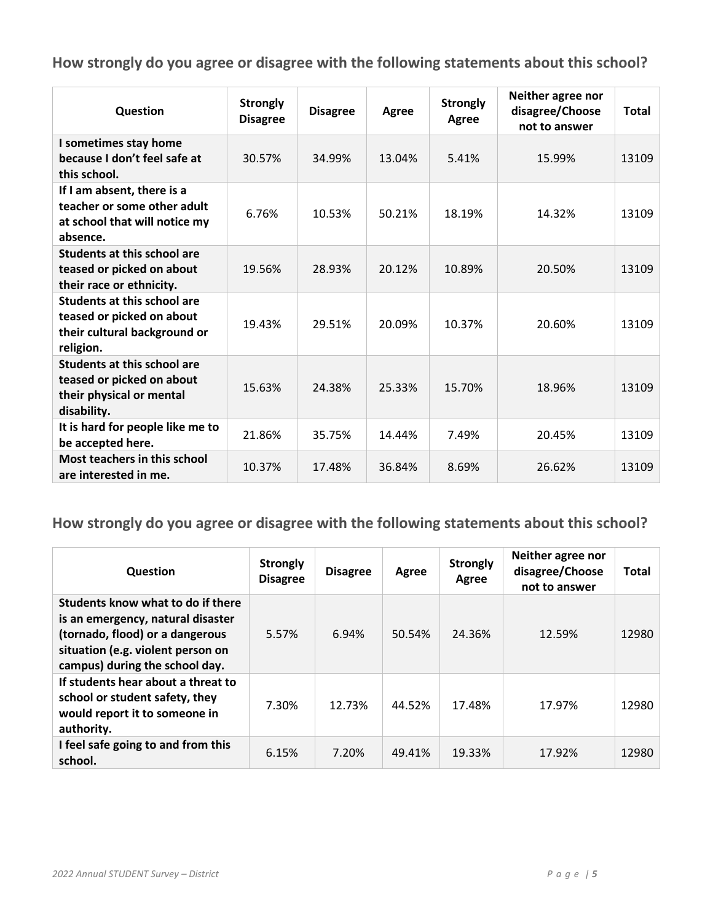## How strongly do you agree or disagree with the following statements about this school?

| Question | Strongly Disagree | Disagree | Agree | Strongly Agree | Neither agree nor disagree/Choose not to answer | Total |
|---|---|---|---|---|---|---|
| **I sometimes stay home because I don't feel safe at this school.** | 30.57% | 34.99% | 13.04% | 5.41% | 15.99% | 13109 |
| **If I am absent, there is a teacher or some other adult at school that will notice my absence.** | 6.76% | 10.53% | 50.21% | 18.19% | 14.32% | 13109 |
| **Students at this school are teased or picked on about their race or ethnicity.** | 19.56% | 28.93% | 20.12% | 10.89% | 20.50% | 13109 |
| **Students at this school are teased or picked on about their cultural background or religion.** | 19.43% | 29.51% | 20.09% | 10.37% | 20.60% | 13109 |
| **Students at this school are teased or picked on about their physical or mental disability.** | 15.63% | 24.38% | 25.33% | 15.70% | 18.96% | 13109 |
| **It is hard for people like me to be accepted here.** | 21.86% | 35.75% | 14.44% | 7.49% | 20.45% | 13109 |
| **Most teachers in this school are interested in me.** | 10.37% | 17.48% | 36.84% | 8.69% | 26.62% | 13109 |

## How strongly do you agree or disagree with the following statements about this school?

| Question | Strongly Disagree | Disagree | Agree | Strongly Agree | Neither agree nor disagree/Choose not to answer | Total |
|---|---|---|---|---|---|---|
| **Students know what to do if there is an emergency, natural disaster (tornado, flood) or a dangerous situation (e.g. violent person on campus) during the school day.** | 5.57% | 6.94% | 50.54% | 24.36% | 12.59% | 12980 |
| **If students hear about a threat to school or student safety, they would report it to someone in authority.** | 7.30% | 12.73% | 44.52% | 17.48% | 17.97% | 12980 |
| **I feel safe going to and from this school.** | 6.15% | 7.20% | 49.41% | 19.33% | 17.92% | 12980 |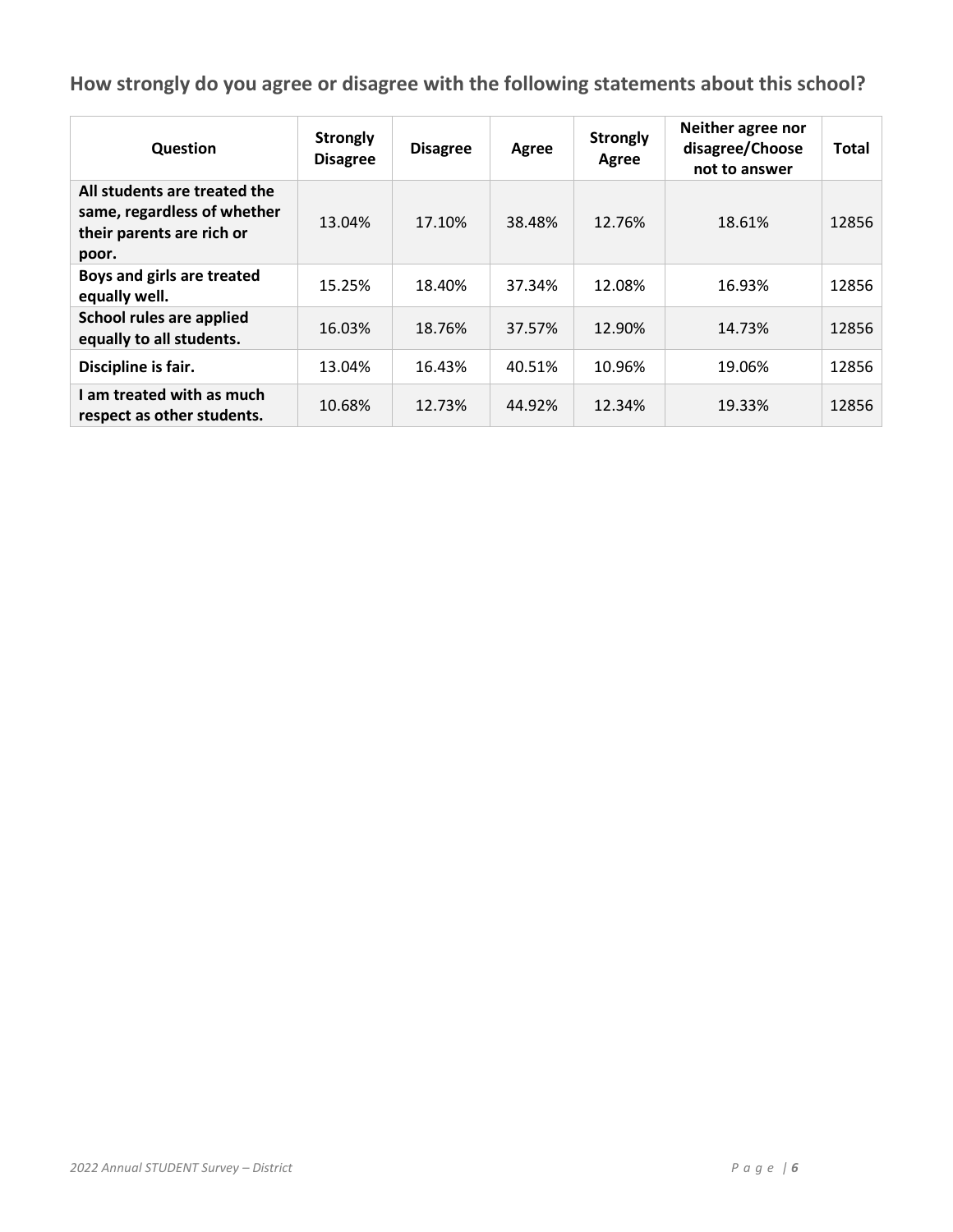## How strongly do you agree or disagree with the following statements about this school?

| Question | Strongly Disagree | Disagree | Agree | Strongly Agree | Neither agree nor disagree/Choose not to answer | Total |
|---|---|---|---|---|---|---|
| **All students are treated the same, regardless of whether their parents are rich or poor.** | 13.04% | 17.10% | 38.48% | 12.76% | 18.61% | 12856 |
| **Boys and girls are treated equally well.** | 15.25% | 18.40% | 37.34% | 12.08% | 16.93% | 12856 |
| **School rules are applied equally to all students.** | 16.03% | 18.76% | 37.57% | 12.90% | 14.73% | 12856 |
| **Discipline is fair.** | 13.04% | 16.43% | 40.51% | 10.96% | 19.06% | 12856 |
| **I am treated with as much respect as other students.** | 10.68% | 12.73% | 44.92% | 12.34% | 19.33% | 12856 |